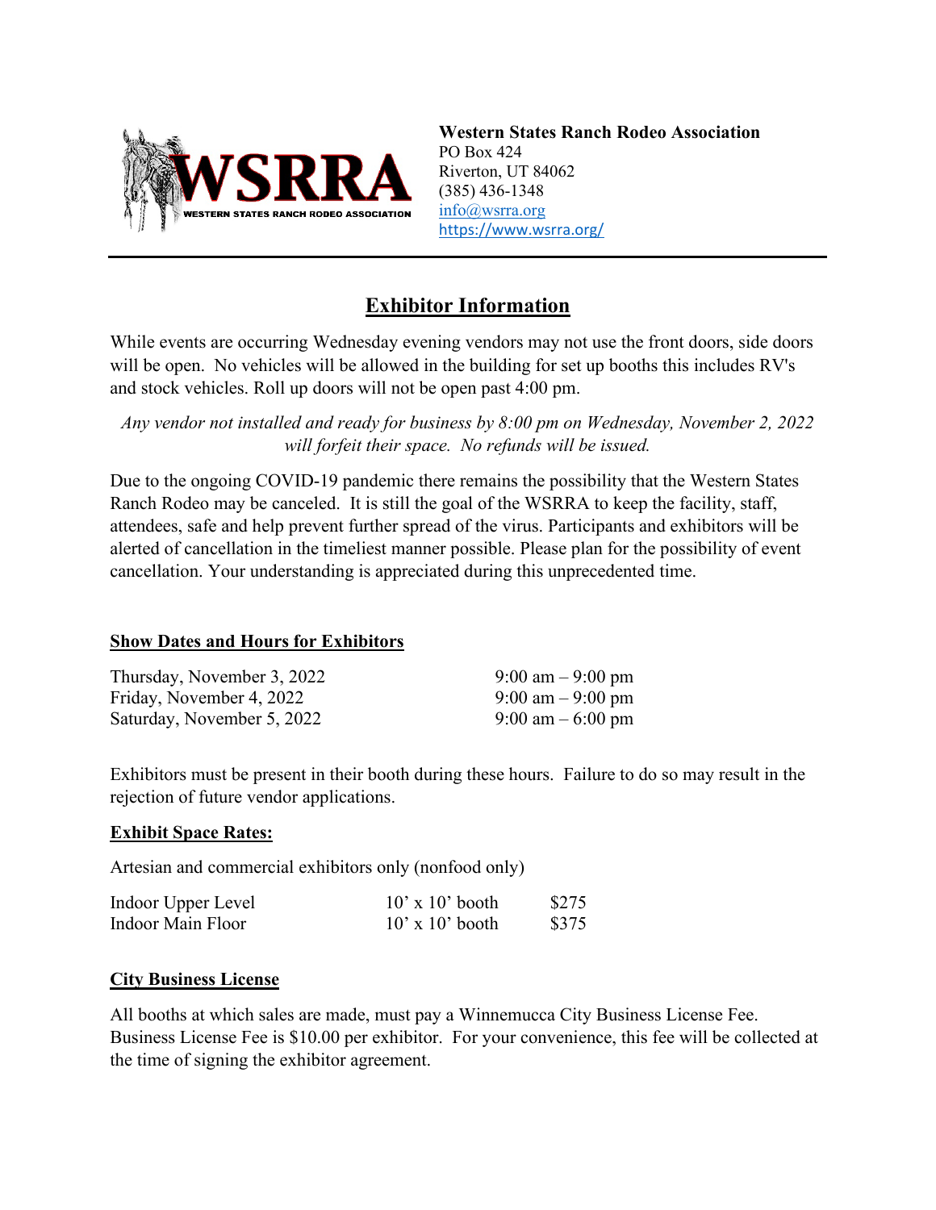**Western States Ranch Rodeo Association**
PO Box 424
Riverton, UT 84062
(385) 436-1348
info@wsrra.org
https://www.wsrra.org/

---

# Exhibitor Information

While events are occurring Wednesday evening vendors may not use the front doors, side doors will be open. No vehicles will be allowed in the building for set up booths this includes RV's and stock vehicles. Roll up doors will not be open past 4:00 pm.

*Any vendor not installed and ready for business by 8:00 pm on Wednesday, November 2, 2022 will forfeit their space. No refunds will be issued.*

Due to the ongoing COVID-19 pandemic there remains the possibility that the Western States Ranch Rodeo may be canceled. It is still the goal of the WSRRA to keep the facility, staff, attendees, safe and help prevent further spread of the virus. Participants and exhibitors will be alerted of cancellation in the timeliest manner possible. Please plan for the possibility of event cancellation. Your understanding is appreciated during this unprecedented time.

## Show Dates and Hours for Exhibitors

| Date | Hours |
|---|---|
| Thursday, November 3, 2022 | 9:00 am – 9:00 pm |
| Friday, November 4, 2022 | 9:00 am – 9:00 pm |
| Saturday, November 5, 2022 | 9:00 am – 6:00 pm |

Exhibitors must be present in their booth during these hours. Failure to do so may result in the rejection of future vendor applications.

## Exhibit Space Rates:

Artesian and commercial exhibitors only (nonfood only)

| Location | Booth Size | Rate |
|---|---|---|
| Indoor Upper Level | 10' x 10' booth | $275 |
| Indoor Main Floor | 10' x 10' booth | $375 |

## City Business License

All booths at which sales are made, must pay a Winnemucca City Business License Fee. Business License Fee is $10.00 per exhibitor. For your convenience, this fee will be collected at the time of signing the exhibitor agreement.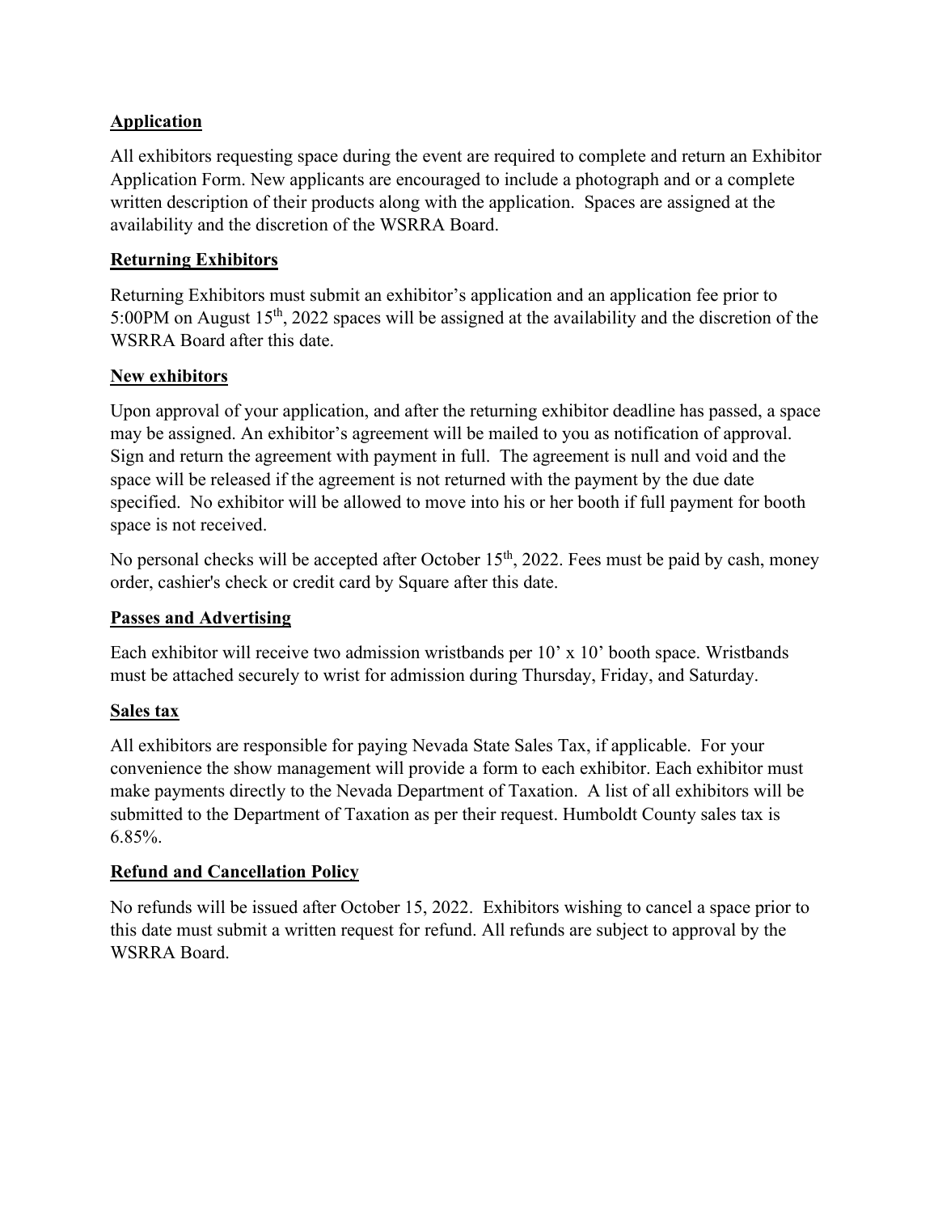## Application

All exhibitors requesting space during the event are required to complete and return an Exhibitor Application Form. New applicants are encouraged to include a photograph and or a complete written description of their products along with the application. Spaces are assigned at the availability and the discretion of the WSRRA Board.

## Returning Exhibitors

Returning Exhibitors must submit an exhibitor's application and an application fee prior to 5:00PM on August 15th, 2022 spaces will be assigned at the availability and the discretion of the WSRRA Board after this date.

## New exhibitors

Upon approval of your application, and after the returning exhibitor deadline has passed, a space may be assigned. An exhibitor's agreement will be mailed to you as notification of approval. Sign and return the agreement with payment in full. The agreement is null and void and the space will be released if the agreement is not returned with the payment by the due date specified. No exhibitor will be allowed to move into his or her booth if full payment for booth space is not received.

No personal checks will be accepted after October 15th, 2022. Fees must be paid by cash, money order, cashier's check or credit card by Square after this date.

## Passes and Advertising

Each exhibitor will receive two admission wristbands per 10' x 10' booth space. Wristbands must be attached securely to wrist for admission during Thursday, Friday, and Saturday.

## Sales tax

All exhibitors are responsible for paying Nevada State Sales Tax, if applicable. For your convenience the show management will provide a form to each exhibitor. Each exhibitor must make payments directly to the Nevada Department of Taxation. A list of all exhibitors will be submitted to the Department of Taxation as per their request. Humboldt County sales tax is 6.85%.

## Refund and Cancellation Policy

No refunds will be issued after October 15, 2022. Exhibitors wishing to cancel a space prior to this date must submit a written request for refund. All refunds are subject to approval by the WSRRA Board.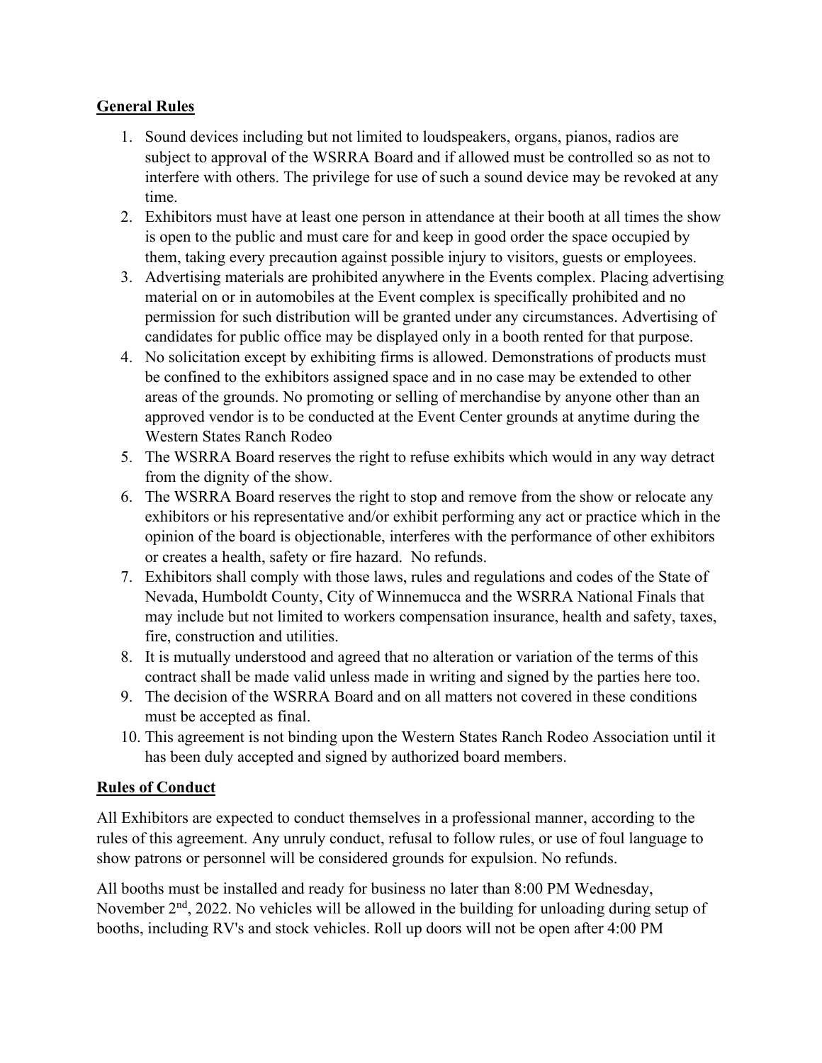## General Rules

1. Sound devices including but not limited to loudspeakers, organs, pianos, radios are subject to approval of the WSRRA Board and if allowed must be controlled so as not to interfere with others. The privilege for use of such a sound device may be revoked at any time.
2. Exhibitors must have at least one person in attendance at their booth at all times the show is open to the public and must care for and keep in good order the space occupied by them, taking every precaution against possible injury to visitors, guests or employees.
3. Advertising materials are prohibited anywhere in the Events complex. Placing advertising material on or in automobiles at the Event complex is specifically prohibited and no permission for such distribution will be granted under any circumstances. Advertising of candidates for public office may be displayed only in a booth rented for that purpose.
4. No solicitation except by exhibiting firms is allowed. Demonstrations of products must be confined to the exhibitors assigned space and in no case may be extended to other areas of the grounds. No promoting or selling of merchandise by anyone other than an approved vendor is to be conducted at the Event Center grounds at anytime during the Western States Ranch Rodeo
5. The WSRRA Board reserves the right to refuse exhibits which would in any way detract from the dignity of the show.
6. The WSRRA Board reserves the right to stop and remove from the show or relocate any exhibitors or his representative and/or exhibit performing any act or practice which in the opinion of the board is objectionable, interferes with the performance of other exhibitors or creates a health, safety or fire hazard. No refunds.
7. Exhibitors shall comply with those laws, rules and regulations and codes of the State of Nevada, Humboldt County, City of Winnemucca and the WSRRA National Finals that may include but not limited to workers compensation insurance, health and safety, taxes, fire, construction and utilities.
8. It is mutually understood and agreed that no alteration or variation of the terms of this contract shall be made valid unless made in writing and signed by the parties here too.
9. The decision of the WSRRA Board and on all matters not covered in these conditions must be accepted as final.
10. This agreement is not binding upon the Western States Ranch Rodeo Association until it has been duly accepted and signed by authorized board members.

## Rules of Conduct

All Exhibitors are expected to conduct themselves in a professional manner, according to the rules of this agreement. Any unruly conduct, refusal to follow rules, or use of foul language to show patrons or personnel will be considered grounds for expulsion. No refunds.

All booths must be installed and ready for business no later than 8:00 PM Wednesday, November 2nd, 2022. No vehicles will be allowed in the building for unloading during setup of booths, including RV's and stock vehicles. Roll up doors will not be open after 4:00 PM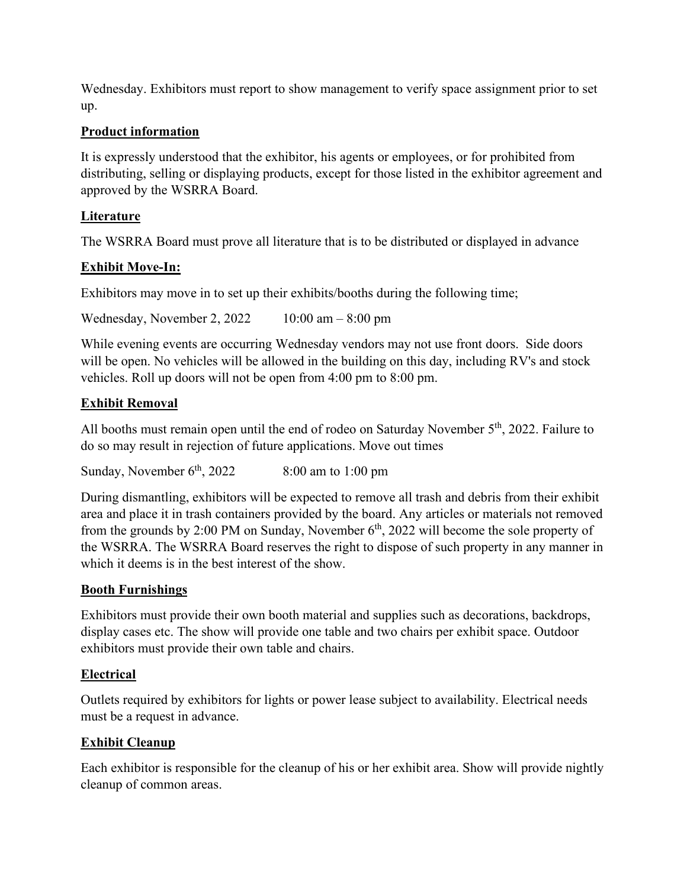Wednesday. Exhibitors must report to show management to verify space assignment prior to set up.

**Product information**

It is expressly understood that the exhibitor, his agents or employees, or for prohibited from distributing, selling or displaying products, except for those listed in the exhibitor agreement and approved by the WSRRA Board.

**Literature**

The WSRRA Board must prove all literature that is to be distributed or displayed in advance

**Exhibit Move-In:**

Exhibitors may move in to set up their exhibits/booths during the following time;

Wednesday, November 2, 2022 10:00 am – 8:00 pm

While evening events are occurring Wednesday vendors may not use front doors. Side doors will be open. No vehicles will be allowed in the building on this day, including RV's and stock vehicles. Roll up doors will not be open from 4:00 pm to 8:00 pm.

**Exhibit Removal**

All booths must remain open until the end of rodeo on Saturday November 5th, 2022. Failure to do so may result in rejection of future applications. Move out times

Sunday, November 6th, 2022 8:00 am to 1:00 pm

During dismantling, exhibitors will be expected to remove all trash and debris from their exhibit area and place it in trash containers provided by the board. Any articles or materials not removed from the grounds by 2:00 PM on Sunday, November 6th, 2022 will become the sole property of the WSRRA. The WSRRA Board reserves the right to dispose of such property in any manner in which it deems is in the best interest of the show.

**Booth Furnishings**

Exhibitors must provide their own booth material and supplies such as decorations, backdrops, display cases etc. The show will provide one table and two chairs per exhibit space. Outdoor exhibitors must provide their own table and chairs.

**Electrical**

Outlets required by exhibitors for lights or power lease subject to availability. Electrical needs must be a request in advance.

**Exhibit Cleanup**

Each exhibitor is responsible for the cleanup of his or her exhibit area. Show will provide nightly cleanup of common areas.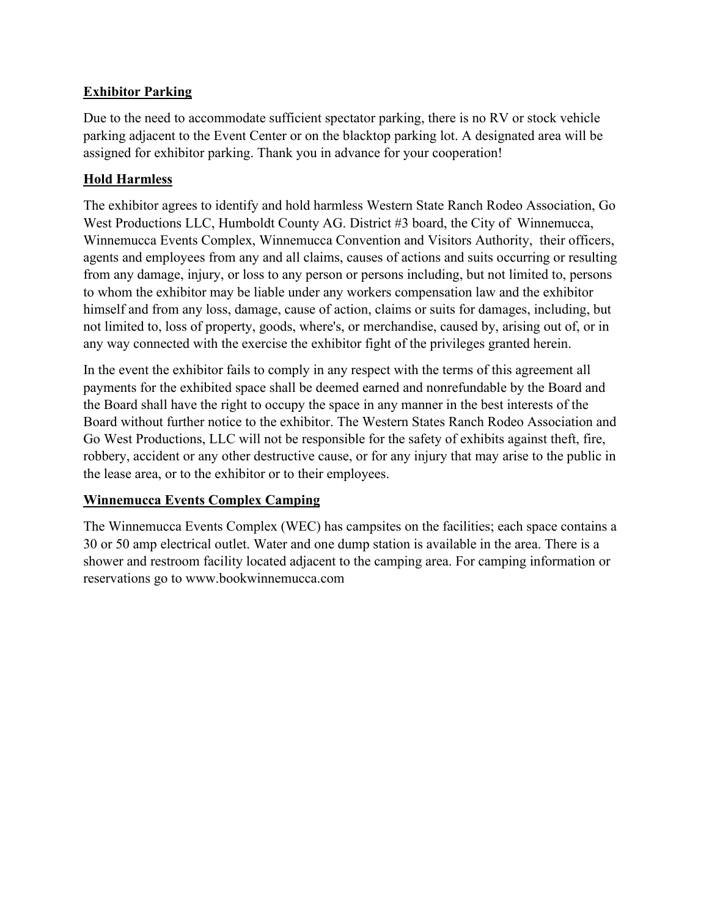**Exhibitor Parking**

Due to the need to accommodate sufficient spectator parking, there is no RV or stock vehicle parking adjacent to the Event Center or on the blacktop parking lot. A designated area will be assigned for exhibitor parking. Thank you in advance for your cooperation!

**Hold Harmless**

The exhibitor agrees to identify and hold harmless Western State Ranch Rodeo Association, Go West Productions LLC, Humboldt County AG. District #3 board, the City of Winnemucca, Winnemucca Events Complex, Winnemucca Convention and Visitors Authority, their officers, agents and employees from any and all claims, causes of actions and suits occurring or resulting from any damage, injury, or loss to any person or persons including, but not limited to, persons to whom the exhibitor may be liable under any workers compensation law and the exhibitor himself and from any loss, damage, cause of action, claims or suits for damages, including, but not limited to, loss of property, goods, where's, or merchandise, caused by, arising out of, or in any way connected with the exercise the exhibitor fight of the privileges granted herein.

In the event the exhibitor fails to comply in any respect with the terms of this agreement all payments for the exhibited space shall be deemed earned and nonrefundable by the Board and the Board shall have the right to occupy the space in any manner in the best interests of the Board without further notice to the exhibitor. The Western States Ranch Rodeo Association and Go West Productions, LLC will not be responsible for the safety of exhibits against theft, fire, robbery, accident or any other destructive cause, or for any injury that may arise to the public in the lease area, or to the exhibitor or to their employees.

**Winnemucca Events Complex Camping**

The Winnemucca Events Complex (WEC) has campsites on the facilities; each space contains a 30 or 50 amp electrical outlet. Water and one dump station is available in the area. There is a shower and restroom facility located adjacent to the camping area. For camping information or reservations go to www.bookwinnemucca.com